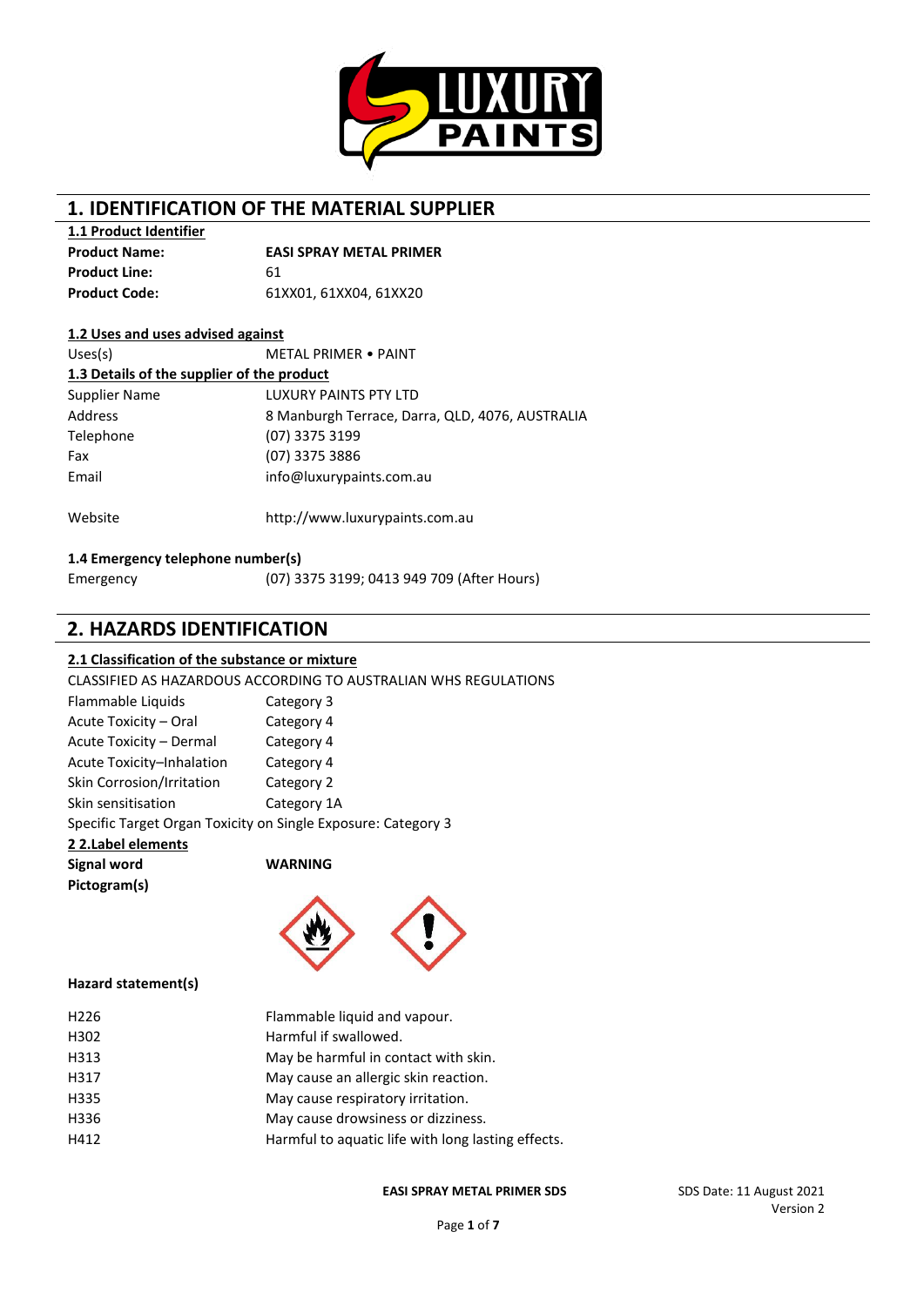# 1. IDENTIFICATION OF THE MATERIAL SUPPLIER

**1.1 Product Identifier**

| | |
|---|---|
| **Product Name:** | **EASI SPRAY METAL PRIMER** |
| **Product Line:** | 61 |
| **Product Code:** | 61XX01, 61XX04, 61XX20 |

**1.2 Uses and uses advised against**

| | |
|---|---|
| Uses(s) | METAL PRIMER • PAINT |

**1.3 Details of the supplier of the product**

| | |
|---|---|
| Supplier Name | LUXURY PAINTS PTY LTD |
| Address | 8 Manburgh Terrace, Darra, QLD, 4076, AUSTRALIA |
| Telephone | (07) 3375 3199 |
| Fax | (07) 3375 3886 |
| Email | info@luxurypaints.com.au |
| Website | http://www.luxurypaints.com.au |

**1.4 Emergency telephone number(s)**

| | |
|---|---|
| Emergency | (07) 3375 3199; 0413 949 709 (After Hours) |

# 2. HAZARDS IDENTIFICATION

**2.1 Classification of the substance or mixture**

CLASSIFIED AS HAZARDOUS ACCORDING TO AUSTRALIAN WHS REGULATIONS

| | |
|---|---|
| Flammable Liquids | Category 3 |
| Acute Toxicity – Oral | Category 4 |
| Acute Toxicity – Dermal | Category 4 |
| Acute Toxicity–Inhalation | Category 4 |
| Skin Corrosion/Irritation | Category 2 |
| Skin sensitisation | Category 1A |

Specific Target Organ Toxicity on Single Exposure: Category 3

**2 2.Label elements**

**Signal word** **WARNING**

**Pictogram(s)**

**Hazard statement(s)**

| | |
|---|---|
| H226 | Flammable liquid and vapour. |
| H302 | Harmful if swallowed. |
| H313 | May be harmful in contact with skin. |
| H317 | May cause an allergic skin reaction. |
| H335 | May cause respiratory irritation. |
| H336 | May cause drowsiness or dizziness. |
| H412 | Harmful to aquatic life with long lasting effects. |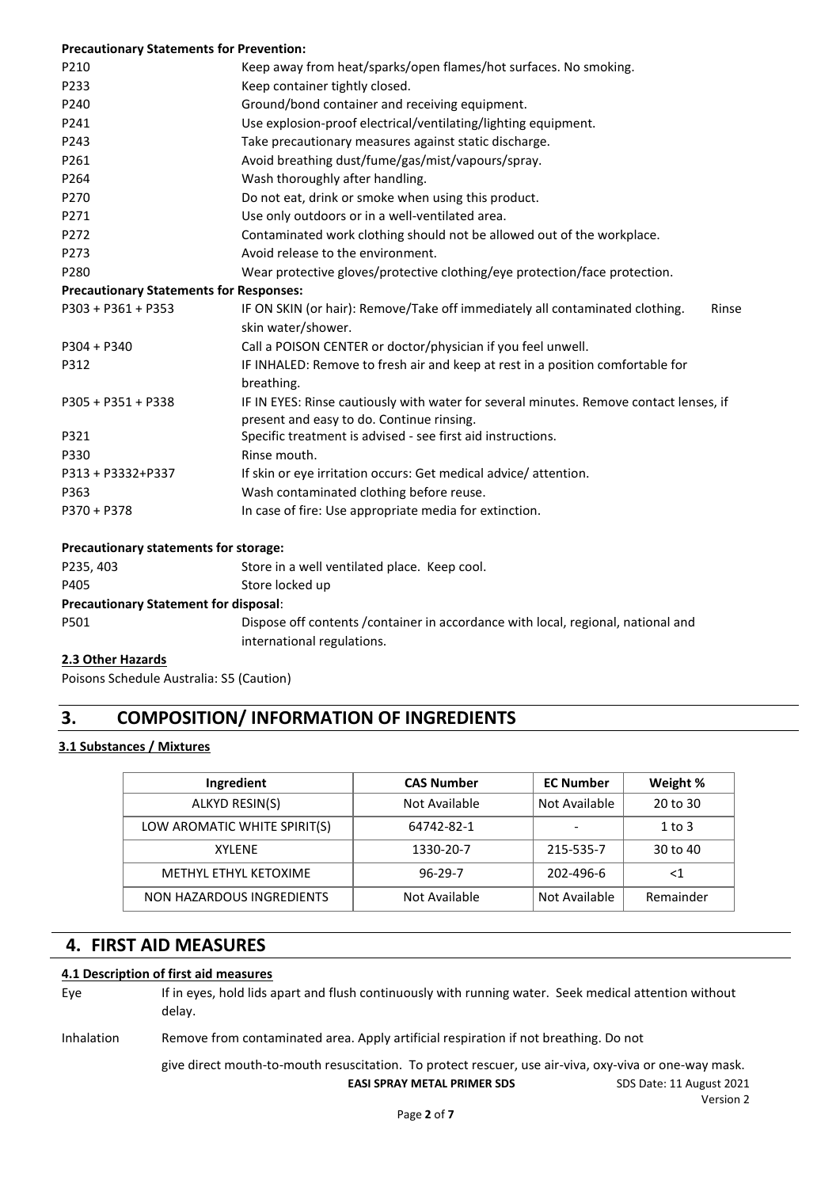**Precautionary Statements for Prevention:**

| | |
|---|---|
| P210 | Keep away from heat/sparks/open flames/hot surfaces. No smoking. |
| P233 | Keep container tightly closed. |
| P240 | Ground/bond container and receiving equipment. |
| P241 | Use explosion-proof electrical/ventilating/lighting equipment. |
| P243 | Take precautionary measures against static discharge. |
| P261 | Avoid breathing dust/fume/gas/mist/vapours/spray. |
| P264 | Wash thoroughly after handling. |
| P270 | Do not eat, drink or smoke when using this product. |
| P271 | Use only outdoors or in a well-ventilated area. |
| P272 | Contaminated work clothing should not be allowed out of the workplace. |
| P273 | Avoid release to the environment. |
| P280 | Wear protective gloves/protective clothing/eye protection/face protection. |

**Precautionary Statements for Responses:**

| | |
|---|---|
| P303 + P361 + P353 | IF ON SKIN (or hair): Remove/Take off immediately all contaminated clothing. Rinse skin water/shower. |
| P304 + P340 | Call a POISON CENTER or doctor/physician if you feel unwell. |
| P312 | IF INHALED: Remove to fresh air and keep at rest in a position comfortable for breathing. |
| P305 + P351 + P338 | IF IN EYES: Rinse cautiously with water for several minutes. Remove contact lenses, if present and easy to do. Continue rinsing. |
| P321 | Specific treatment is advised - see first aid instructions. |
| P330 | Rinse mouth. |
| P313 + P3332+P337 | If skin or eye irritation occurs: Get medical advice/ attention. |
| P363 | Wash contaminated clothing before reuse. |
| P370 + P378 | In case of fire: Use appropriate media for extinction. |

**Precautionary statements for storage:**

| | |
|---|---|
| P235, 403 | Store in a well ventilated place. Keep cool. |
| P405 | Store locked up |

**Precautionary Statement for disposal**:

| | |
|---|---|
| P501 | Dispose off contents /container in accordance with local, regional, national and international regulations. |

**2.3 Other Hazards**

Poisons Schedule Australia: S5 (Caution)

## 3. COMPOSITION/ INFORMATION OF INGREDIENTS

**3.1 Substances / Mixtures**

| Ingredient | CAS Number | EC Number | Weight % |
|---|---|---|---|
| ALKYD RESIN(S) | Not Available | Not Available | 20 to 30 |
| LOW AROMATIC WHITE SPIRIT(S) | 64742-82-1 | - | 1 to 3 |
| XYLENE | 1330-20-7 | 215-535-7 | 30 to 40 |
| METHYL ETHYL KETOXIME | 96-29-7 | 202-496-6 | <1 |
| NON HAZARDOUS INGREDIENTS | Not Available | Not Available | Remainder |

## 4. FIRST AID MEASURES

**4.1 Description of first aid measures**

| | |
|---|---|
| Eye | If in eyes, hold lids apart and flush continuously with running water. Seek medical attention without delay. |
| Inhalation | Remove from contaminated area. Apply artificial respiration if not breathing. Do not give direct mouth-to-mouth resuscitation. To protect rescuer, use air-viva, oxy-viva or one-way mask. |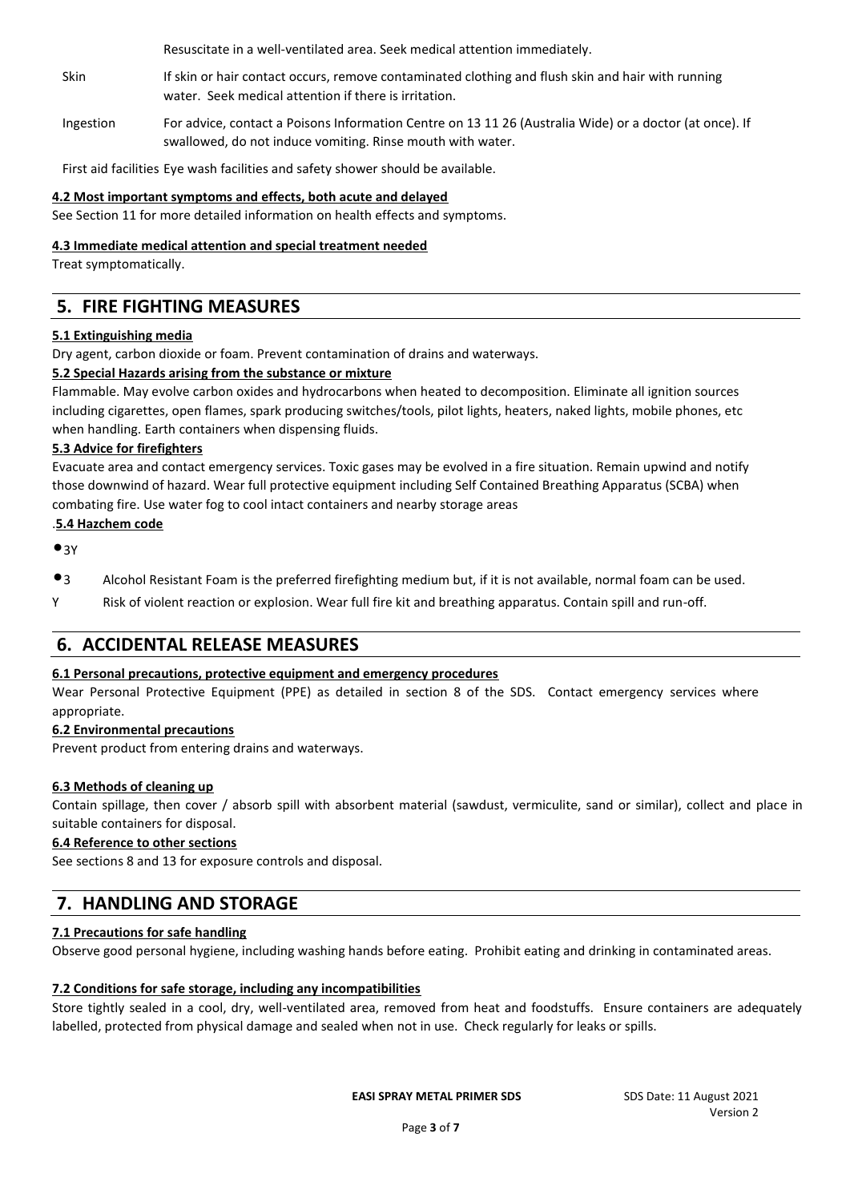Resuscitate in a well-ventilated area. Seek medical attention immediately.

| | |
|---|---|
| Skin | If skin or hair contact occurs, remove contaminated clothing and flush skin and hair with running water. Seek medical attention if there is irritation. |
| Ingestion | For advice, contact a Poisons Information Centre on 13 11 26 (Australia Wide) or a doctor (at once). If swallowed, do not induce vomiting. Rinse mouth with water. |
| First aid facilities | Eye wash facilities and safety shower should be available. |

**4.2 Most important symptoms and effects, both acute and delayed**

See Section 11 for more detailed information on health effects and symptoms.

**4.3 Immediate medical attention and special treatment needed**

Treat symptomatically.

## 5. FIRE FIGHTING MEASURES

**5.1 Extinguishing media**

Dry agent, carbon dioxide or foam. Prevent contamination of drains and waterways.

**5.2 Special Hazards arising from the substance or mixture**

Flammable. May evolve carbon oxides and hydrocarbons when heated to decomposition. Eliminate all ignition sources including cigarettes, open flames, spark producing switches/tools, pilot lights, heaters, naked lights, mobile phones, etc when handling. Earth containers when dispensing fluids.

**5.3 Advice for firefighters**

Evacuate area and contact emergency services. Toxic gases may be evolved in a fire situation. Remain upwind and notify those downwind of hazard. Wear full protective equipment including Self Contained Breathing Apparatus (SCBA) when combating fire. Use water fog to cool intact containers and nearby storage areas

.**5.4 Hazchem code**

●3Y

●3 Alcohol Resistant Foam is the preferred firefighting medium but, if it is not available, normal foam can be used.

Y Risk of violent reaction or explosion. Wear full fire kit and breathing apparatus. Contain spill and run-off.

## 6. ACCIDENTAL RELEASE MEASURES

**6.1 Personal precautions, protective equipment and emergency procedures**

Wear Personal Protective Equipment (PPE) as detailed in section 8 of the SDS. Contact emergency services where appropriate.

**6.2 Environmental precautions**

Prevent product from entering drains and waterways.

**6.3 Methods of cleaning up**

Contain spillage, then cover / absorb spill with absorbent material (sawdust, vermiculite, sand or similar), collect and place in suitable containers for disposal.

**6.4 Reference to other sections**

See sections 8 and 13 for exposure controls and disposal.

## 7. HANDLING AND STORAGE

**7.1 Precautions for safe handling**

Observe good personal hygiene, including washing hands before eating. Prohibit eating and drinking in contaminated areas.

**7.2 Conditions for safe storage, including any incompatibilities**

Store tightly sealed in a cool, dry, well-ventilated area, removed from heat and foodstuffs. Ensure containers are adequately labelled, protected from physical damage and sealed when not in use. Check regularly for leaks or spills.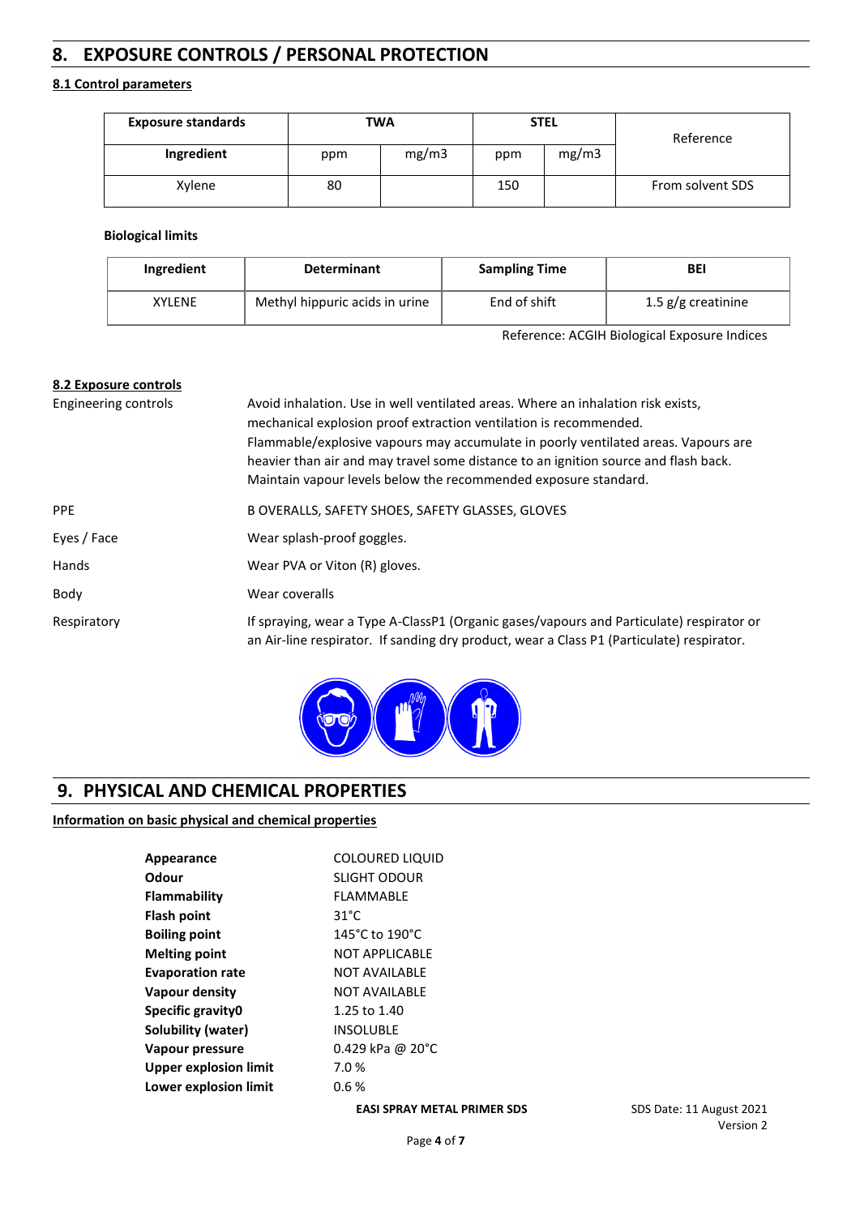## 8. EXPOSURE CONTROLS / PERSONAL PROTECTION

### 8.1 Control parameters

| Exposure standards | TWA | | STEL | | Reference |
|---|---|---|---|---|---|
| Ingredient | ppm | mg/m3 | ppm | mg/m3 | |
| Xylene | 80 | | 150 | | From solvent SDS |

**Biological limits**

| Ingredient | Determinant | Sampling Time | BEI |
|---|---|---|---|
| XYLENE | Methyl hippuric acids in urine | End of shift | 1.5 g/g creatinine |

Reference: ACGIH Biological Exposure Indices

### 8.2 Exposure controls

Engineering controls: Avoid inhalation. Use in well ventilated areas. Where an inhalation risk exists, mechanical explosion proof extraction ventilation is recommended. Flammable/explosive vapours may accumulate in poorly ventilated areas. Vapours are heavier than air and may travel some distance to an ignition source and flash back. Maintain vapour levels below the recommended exposure standard.

PPE: B OVERALLS, SAFETY SHOES, SAFETY GLASSES, GLOVES

Eyes / Face: Wear splash-proof goggles.

Hands: Wear PVA or Viton (R) gloves.

Body: Wear coveralls

Respiratory: If spraying, wear a Type A-ClassP1 (Organic gases/vapours and Particulate) respirator or an Air-line respirator. If sanding dry product, wear a Class P1 (Particulate) respirator.

## 9. PHYSICAL AND CHEMICAL PROPERTIES

### Information on basic physical and chemical properties

| | |
|---|---|
| **Appearance** | COLOURED LIQUID |
| **Odour** | SLIGHT ODOUR |
| **Flammability** | FLAMMABLE |
| **Flash point** | 31°C |
| **Boiling point** | 145°C to 190°C |
| **Melting point** | NOT APPLICABLE |
| **Evaporation rate** | NOT AVAILABLE |
| **Vapour density** | NOT AVAILABLE |
| **Specific gravity0** | 1.25 to 1.40 |
| **Solubility (water)** | INSOLUBLE |
| **Vapour pressure** | 0.429 kPa @ 20°C |
| **Upper explosion limit** | 7.0 % |
| **Lower explosion limit** | 0.6 % |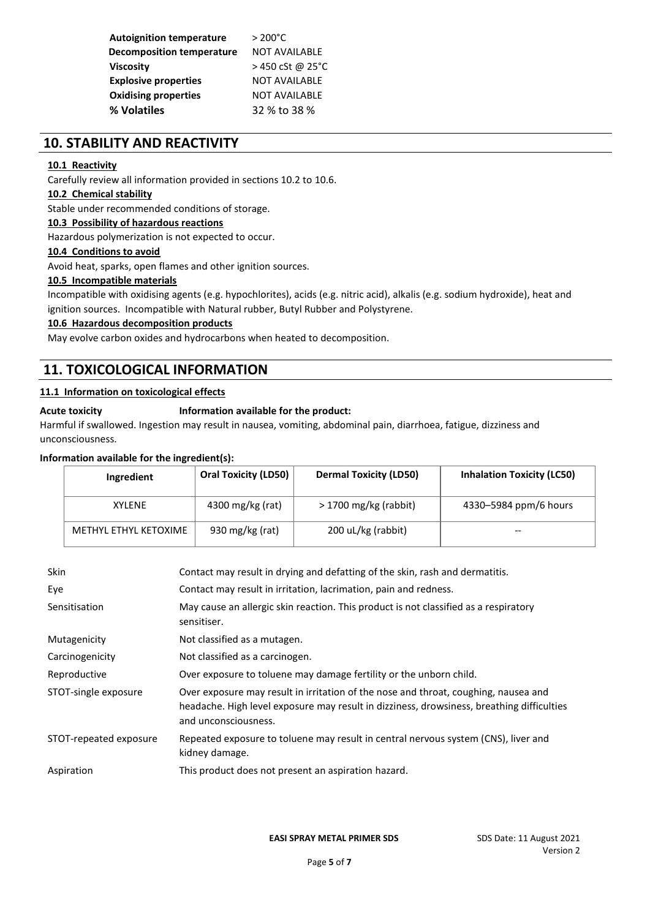| | |
|---|---|
| **Autoignition temperature** | > 200°C |
| **Decomposition temperature** | NOT AVAILABLE |
| **Viscosity** | > 450 cSt @ 25°C |
| **Explosive properties** | NOT AVAILABLE |
| **Oxidising properties** | NOT AVAILABLE |
| **% Volatiles** | 32 % to 38 % |

## 10. STABILITY AND REACTIVITY

**10.1 Reactivity**

Carefully review all information provided in sections 10.2 to 10.6.

**10.2 Chemical stability**

Stable under recommended conditions of storage.

**10.3 Possibility of hazardous reactions**

Hazardous polymerization is not expected to occur.

**10.4 Conditions to avoid**

Avoid heat, sparks, open flames and other ignition sources.

**10.5 Incompatible materials**

Incompatible with oxidising agents (e.g. hypochlorites), acids (e.g. nitric acid), alkalis (e.g. sodium hydroxide), heat and ignition sources. Incompatible with Natural rubber, Butyl Rubber and Polystyrene.

**10.6 Hazardous decomposition products**

May evolve carbon oxides and hydrocarbons when heated to decomposition.

## 11. TOXICOLOGICAL INFORMATION

**11.1 Information on toxicological effects**

**Acute toxicity** **Information available for the product:**

Harmful if swallowed. Ingestion may result in nausea, vomiting, abdominal pain, diarrhoea, fatigue, dizziness and unconsciousness.

**Information available for the ingredient(s):**

| Ingredient | Oral Toxicity (LD50) | Dermal Toxicity (LD50) | Inhalation Toxicity (LC50) |
|---|---|---|---|
| XYLENE | 4300 mg/kg (rat) | > 1700 mg/kg (rabbit) | 4330–5984 ppm/6 hours |
| METHYL ETHYL KETOXIME | 930 mg/kg (rat) | 200 uL/kg (rabbit) | -- |

| | |
|---|---|
| Skin | Contact may result in drying and defatting of the skin, rash and dermatitis. |
| Eye | Contact may result in irritation, lacrimation, pain and redness. |
| Sensitisation | May cause an allergic skin reaction. This product is not classified as a respiratory sensitiser. |
| Mutagenicity | Not classified as a mutagen. |
| Carcinogenicity | Not classified as a carcinogen. |
| Reproductive | Over exposure to toluene may damage fertility or the unborn child. |
| STOT-single exposure | Over exposure may result in irritation of the nose and throat, coughing, nausea and headache. High level exposure may result in dizziness, drowsiness, breathing difficulties and unconsciousness. |
| STOT-repeated exposure | Repeated exposure to toluene may result in central nervous system (CNS), liver and kidney damage. |
| Aspiration | This product does not present an aspiration hazard. |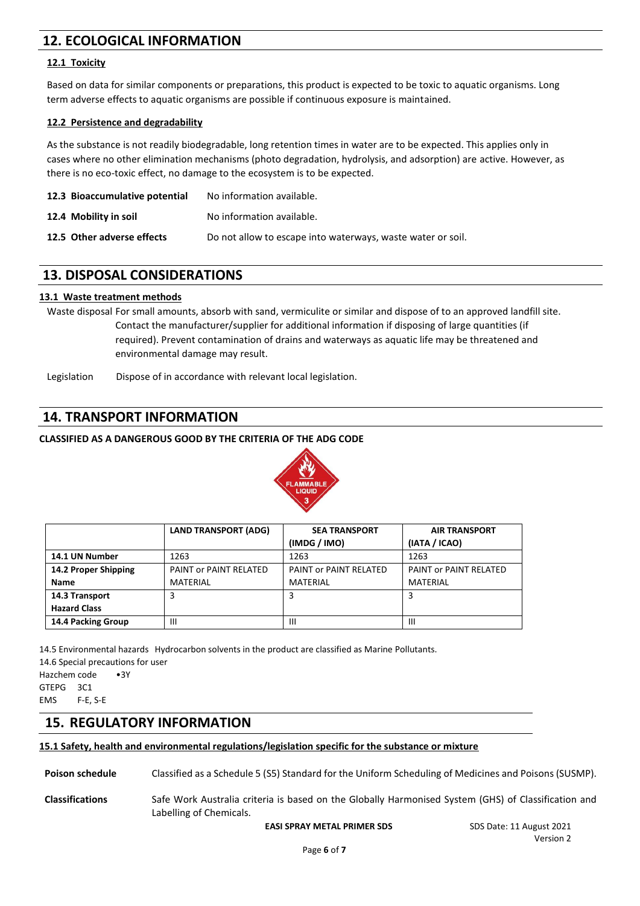## 12. ECOLOGICAL INFORMATION

### 12.1 Toxicity

Based on data for similar components or preparations, this product is expected to be toxic to aquatic organisms. Long term adverse effects to aquatic organisms are possible if continuous exposure is maintained.

### 12.2 Persistence and degradability

As the substance is not readily biodegradable, long retention times in water are to be expected. This applies only in cases where no other elimination mechanisms (photo degradation, hydrolysis, and adsorption) are active. However, as there is no eco-toxic effect, no damage to the ecosystem is to be expected.

**12.3 Bioaccumulative potential** No information available.

**12.4 Mobility in soil** No information available.

**12.5 Other adverse effects** Do not allow to escape into waterways, waste water or soil.

## 13. DISPOSAL CONSIDERATIONS

### 13.1 Waste treatment methods

Waste disposal For small amounts, absorb with sand, vermiculite or similar and dispose of to an approved landfill site. Contact the manufacturer/supplier for additional information if disposing of large quantities (if required). Prevent contamination of drains and waterways as aquatic life may be threatened and environmental damage may result.

Legislation Dispose of in accordance with relevant local legislation.

## 14. TRANSPORT INFORMATION

**CLASSIFIED AS A DANGEROUS GOOD BY THE CRITERIA OF THE ADG CODE**

FLAMMABLE LIQUID 3

| | LAND TRANSPORT (ADG) | SEA TRANSPORT (IMDG / IMO) | AIR TRANSPORT (IATA / ICAO) |
|---|---|---|---|
| **14.1 UN Number** | 1263 | 1263 | 1263 |
| **14.2 Proper Shipping Name** | PAINT or PAINT RELATED MATERIAL | PAINT or PAINT RELATED MATERIAL | PAINT or PAINT RELATED MATERIAL |
| **14.3 Transport Hazard Class** | 3 | 3 | 3 |
| **14.4 Packing Group** | III | III | III |

14.5 Environmental hazards Hydrocarbon solvents in the product are classified as Marine Pollutants.

14.6 Special precautions for user

Hazchem code •3Y

GTEPG 3C1

EMS F-E, S-E

## 15. REGULATORY INFORMATION

### 15.1 Safety, health and environmental regulations/legislation specific for the substance or mixture

**Poison schedule** Classified as a Schedule 5 (S5) Standard for the Uniform Scheduling of Medicines and Poisons (SUSMP).

**Classifications** Safe Work Australia criteria is based on the Globally Harmonised System (GHS) of Classification and Labelling of Chemicals.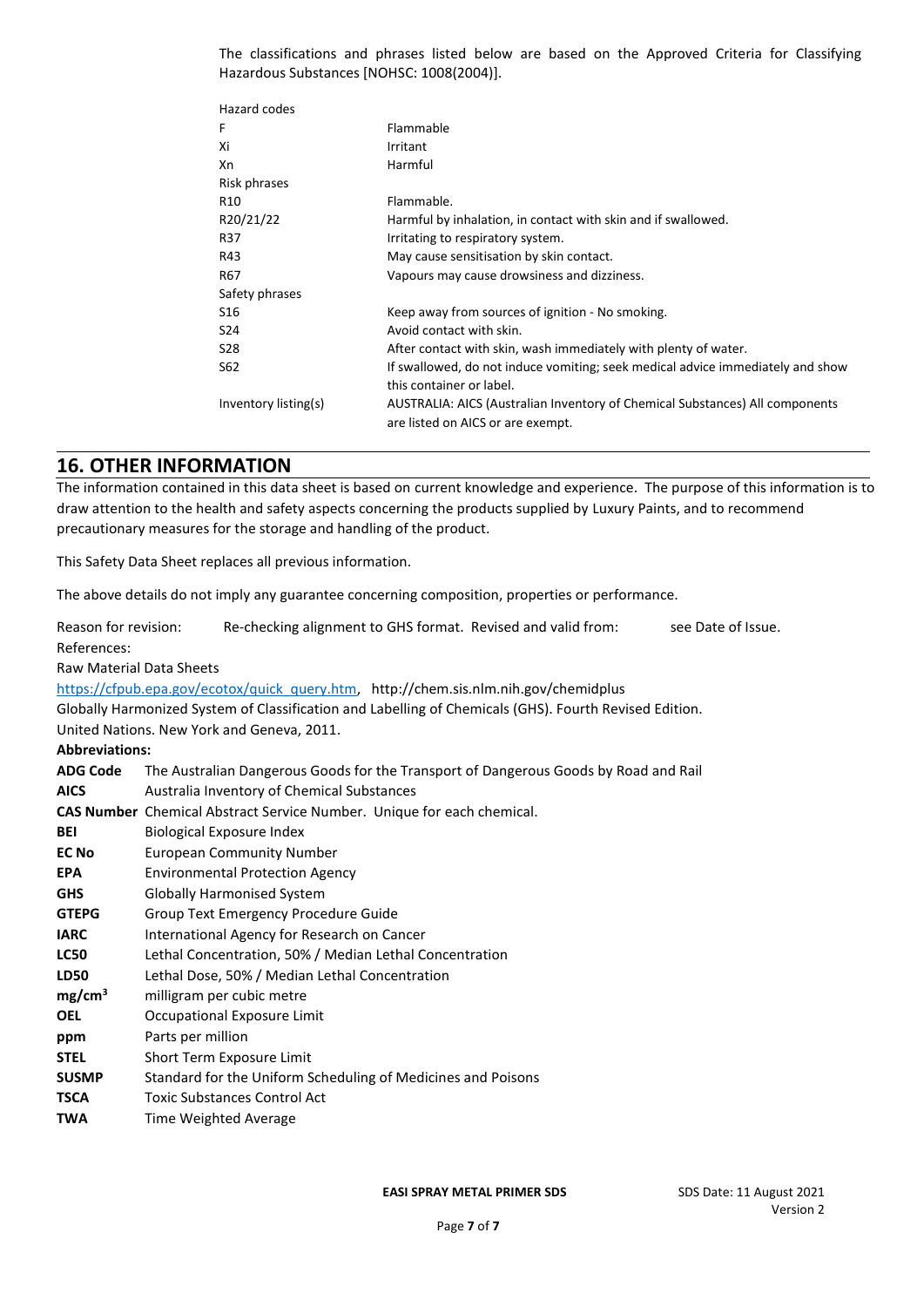The classifications and phrases listed below are based on the Approved Criteria for Classifying Hazardous Substances [NOHSC: 1008(2004)].

| | |
|---|---|
| Hazard codes | |
| F | Flammable |
| Xi | Irritant |
| Xn | Harmful |
| Risk phrases | |
| R10 | Flammable. |
| R20/21/22 | Harmful by inhalation, in contact with skin and if swallowed. |
| R37 | Irritating to respiratory system. |
| R43 | May cause sensitisation by skin contact. |
| R67 | Vapours may cause drowsiness and dizziness. |
| Safety phrases | |
| S16 | Keep away from sources of ignition - No smoking. |
| S24 | Avoid contact with skin. |
| S28 | After contact with skin, wash immediately with plenty of water. |
| S62 | If swallowed, do not induce vomiting; seek medical advice immediately and show this container or label. |
| Inventory listing(s) | AUSTRALIA: AICS (Australian Inventory of Chemical Substances) All components are listed on AICS or are exempt. |

## 16. OTHER INFORMATION

The information contained in this data sheet is based on current knowledge and experience. The purpose of this information is to draw attention to the health and safety aspects concerning the products supplied by Luxury Paints, and to recommend precautionary measures for the storage and handling of the product.

This Safety Data Sheet replaces all previous information.

The above details do not imply any guarantee concerning composition, properties or performance.

Reason for revision: Re-checking alignment to GHS format. Revised and valid from: see Date of Issue.

References:

Raw Material Data Sheets

https://cfpub.epa.gov/ecotox/quick_query.htm, http://chem.sis.nlm.nih.gov/chemidplus

Globally Harmonized System of Classification and Labelling of Chemicals (GHS). Fourth Revised Edition. United Nations. New York and Geneva, 2011.

**Abbreviations:**

| | |
|---|---|
| **ADG Code** | The Australian Dangerous Goods for the Transport of Dangerous Goods by Road and Rail |
| **AICS** | Australia Inventory of Chemical Substances |
| **CAS Number** | Chemical Abstract Service Number. Unique for each chemical. |
| **BEI** | Biological Exposure Index |
| **EC No** | European Community Number |
| **EPA** | Environmental Protection Agency |
| **GHS** | Globally Harmonised System |
| **GTEPG** | Group Text Emergency Procedure Guide |
| **IARC** | International Agency for Research on Cancer |
| **LC50** | Lethal Concentration, 50% / Median Lethal Concentration |
| **LD50** | Lethal Dose, 50% / Median Lethal Concentration |
| **$mg/cm^3$** | milligram per cubic metre |
| **OEL** | Occupational Exposure Limit |
| **ppm** | Parts per million |
| **STEL** | Short Term Exposure Limit |
| **SUSMP** | Standard for the Uniform Scheduling of Medicines and Poisons |
| **TSCA** | Toxic Substances Control Act |
| **TWA** | Time Weighted Average |